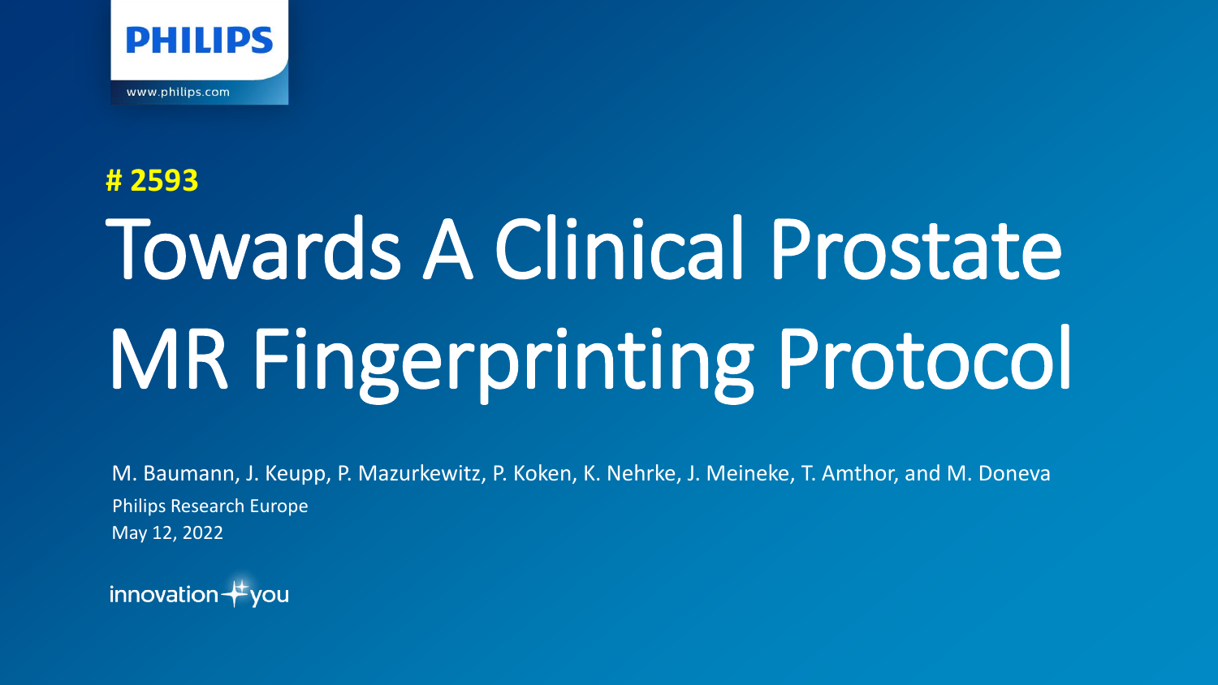PHILIPS

www.philips.com

**# 2593**

# Towards A Clinical Prostate MR Fingerprinting Protocol

M. Baumann, J. Keupp, P. Mazurkewitz, P. Koken, K. Nehrke, J. Meineke, T. Amthor, and M. Doneva

Philips Research Europe

May 12, 2022

innovation + you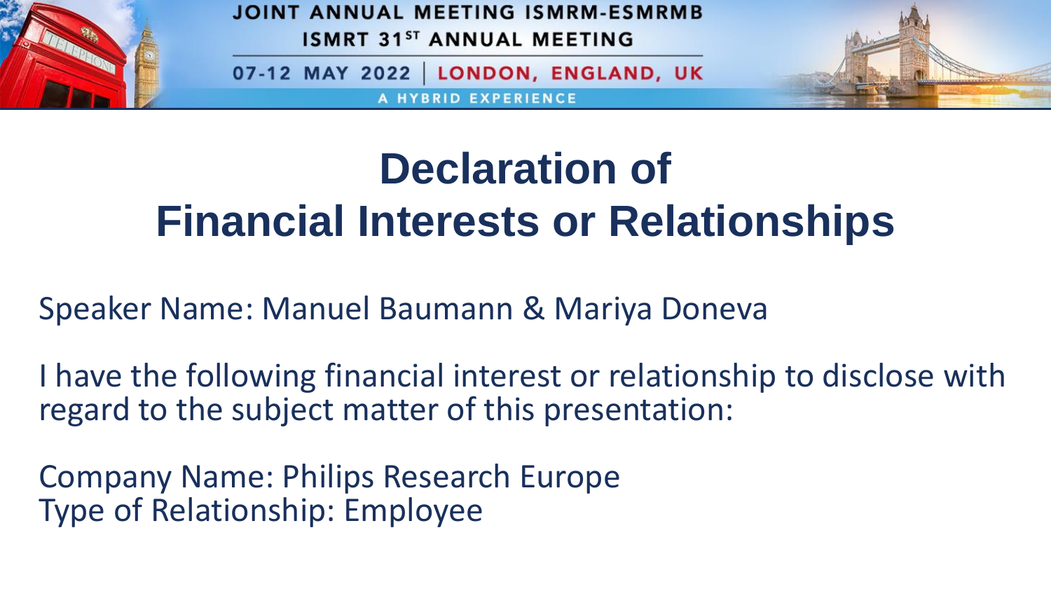# Declaration of Financial Interests or Relationships

Speaker Name: Manuel Baumann & Mariya Doneva

I have the following financial interest or relationship to disclose with regard to the subject matter of this presentation:

Company Name: Philips Research Europe
Type of Relationship: Employee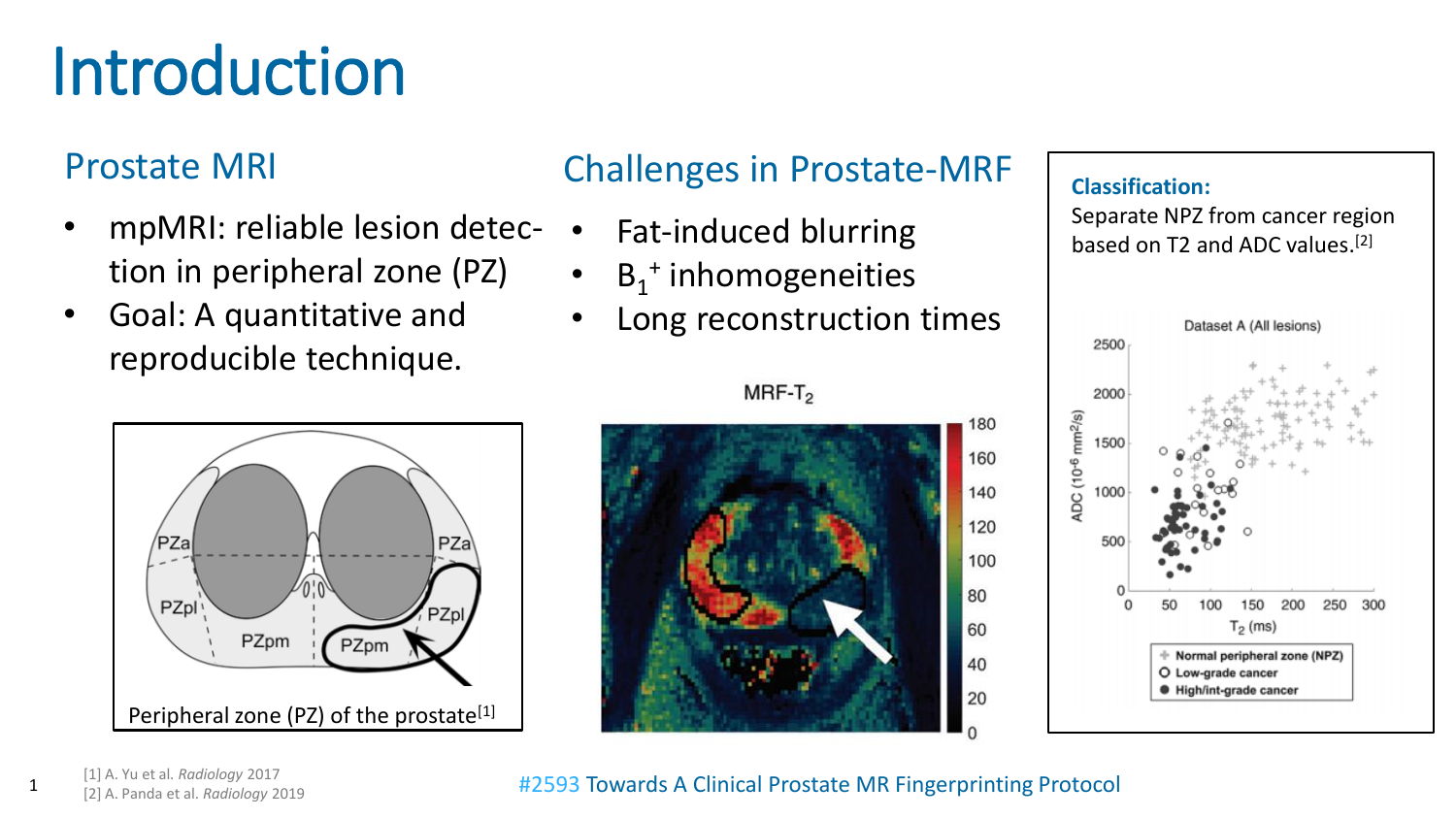# Introduction

## Prostate MRI

- mpMRI: reliable lesion detection in peripheral zone (PZ)
- Goal: A quantitative and reproducible technique.

Peripheral zone (PZ) of the prostate[1]

## Challenges in Prostate-MRF

- Fat-induced blurring
- $B_1^+$ inhomogeneities
- Long reconstruction times

MRF-$T_2$

**Classification:**
Separate NPZ from cancer region based on T2 and ADC values.[2]

[1] A. Yu et al. *Radiology* 2017
[2] A. Panda et al. *Radiology* 2019

#2593 Towards A Clinical Prostate MR Fingerprinting Protocol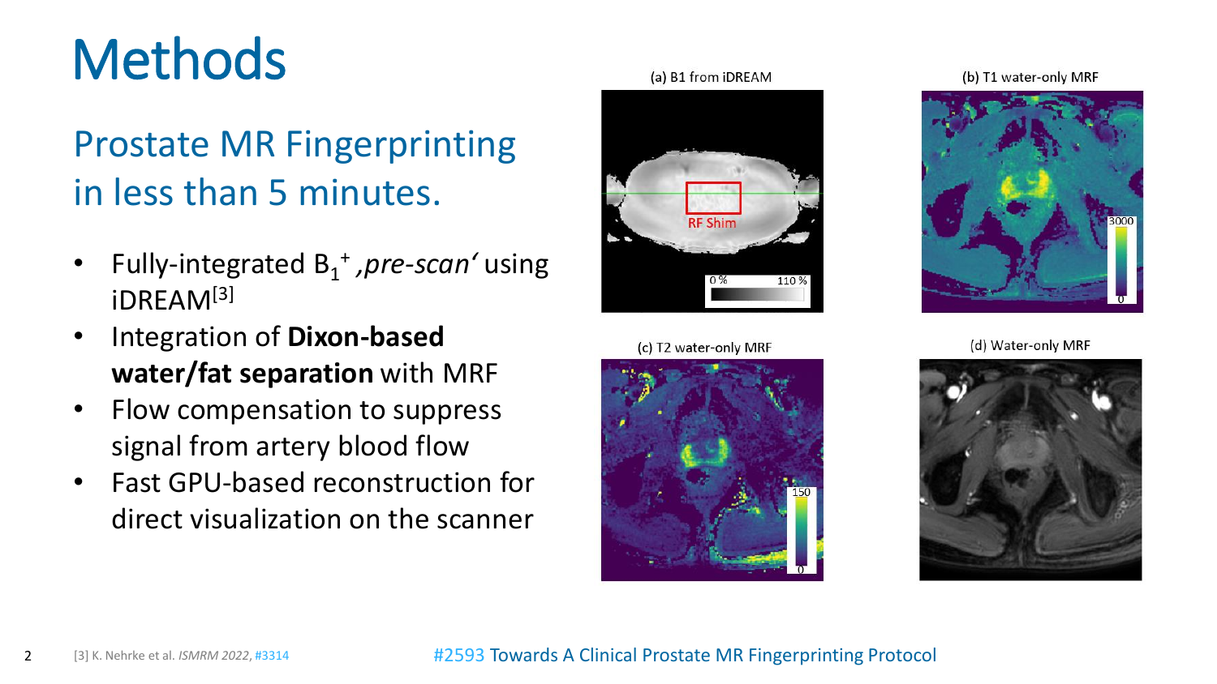# Methods

## Prostate MR Fingerprinting in less than 5 minutes.

- Fully-integrated $B_1^+$ *‚pre-scan'* using iDREAM[3]
- Integration of **Dixon-based water/fat separation** with MRF
- Flow compensation to suppress signal from artery blood flow
- Fast GPU-based reconstruction for direct visualization on the scanner

(a) B1 from iDREAM

(b) T1 water-only MRF

(c) T2 water-only MRF

(d) Water-only MRF

[3] K. Nehrke et al. *ISMRM 2022*, #3314

#2593 Towards A Clinical Prostate MR Fingerprinting Protocol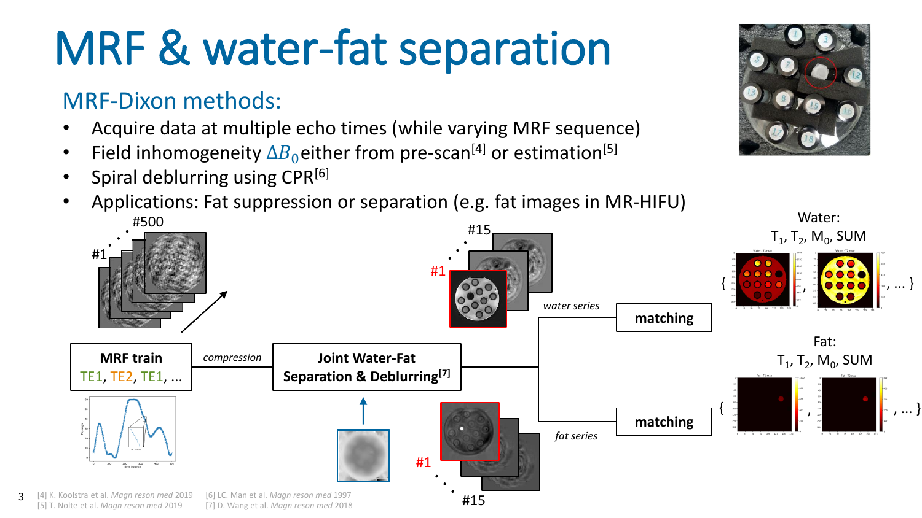# MRF & water-fat separation

## MRF-Dixon methods:

- Acquire data at multiple echo times (while varying MRF sequence)
- Field inhomogeneity $\Delta B_0$ either from pre-scan[4] or estimation[5]
- Spiral deblurring using CPR[6]
- Applications: Fat suppression or separation (e.g. fat images in MR-HIFU)

#1 … #500

**MRF train**
TE1, TE2, TE1, …

*compression*

**Joint Water-Fat Separation & Deblurring[7]**

#1 … #15 *water series* → **matching** → Water: $T_1$, $T_2$, $M_0$, SUM { …, … }

#1 … #15 *fat series* → **matching** → Fat: $T_1$, $T_2$, $M_0$, SUM { …, … }

[4] K. Koolstra et al. *Magn reson med* 2019
[5] T. Nolte et al. *Magn reson med* 2019
[6] LC. Man et al. *Magn reson med* 1997
[7] D. Wang et al. *Magn reson med* 2018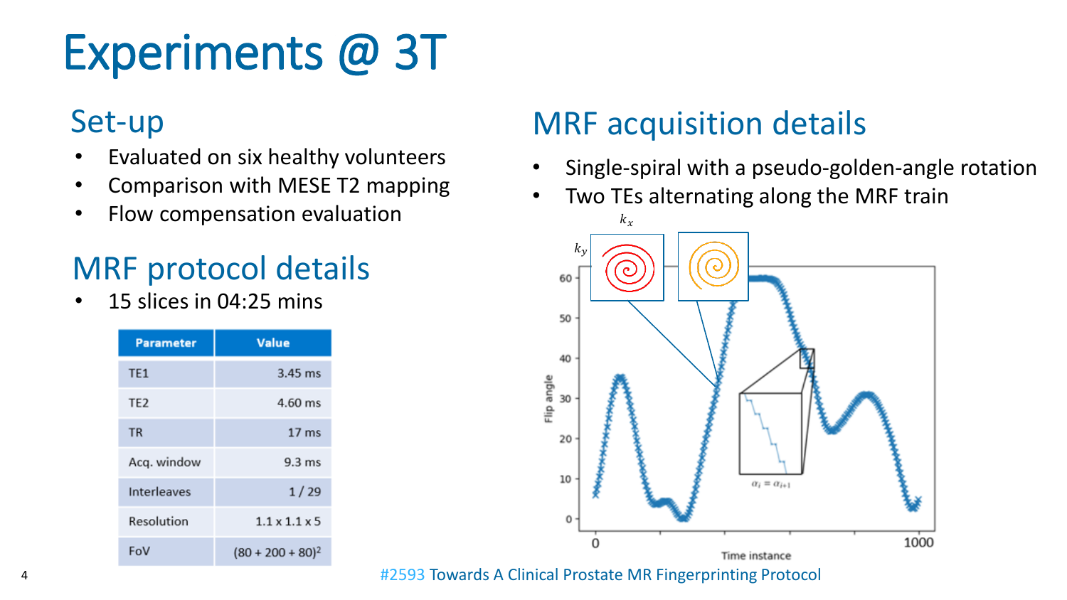# Experiments @ 3T

## Set-up

- Evaluated on six healthy volunteers
- Comparison with MESE T2 mapping
- Flow compensation evaluation

## MRF protocol details

- 15 slices in 04:25 mins

| Parameter | Value |
|---|---|
| TE1 | 3.45 ms |
| TE2 | 4.60 ms |
| TR | 17 ms |
| Acq. window | 9.3 ms |
| Interleaves | 1 / 29 |
| Resolution | 1.1 x 1.1 x 5 |
| FoV | $(80 + 200 + 80)^2$ |

## MRF acquisition details

- Single-spiral with a pseudo-golden-angle rotation
- Two TEs alternating along the MRF train

#2593 Towards A Clinical Prostate MR Fingerprinting Protocol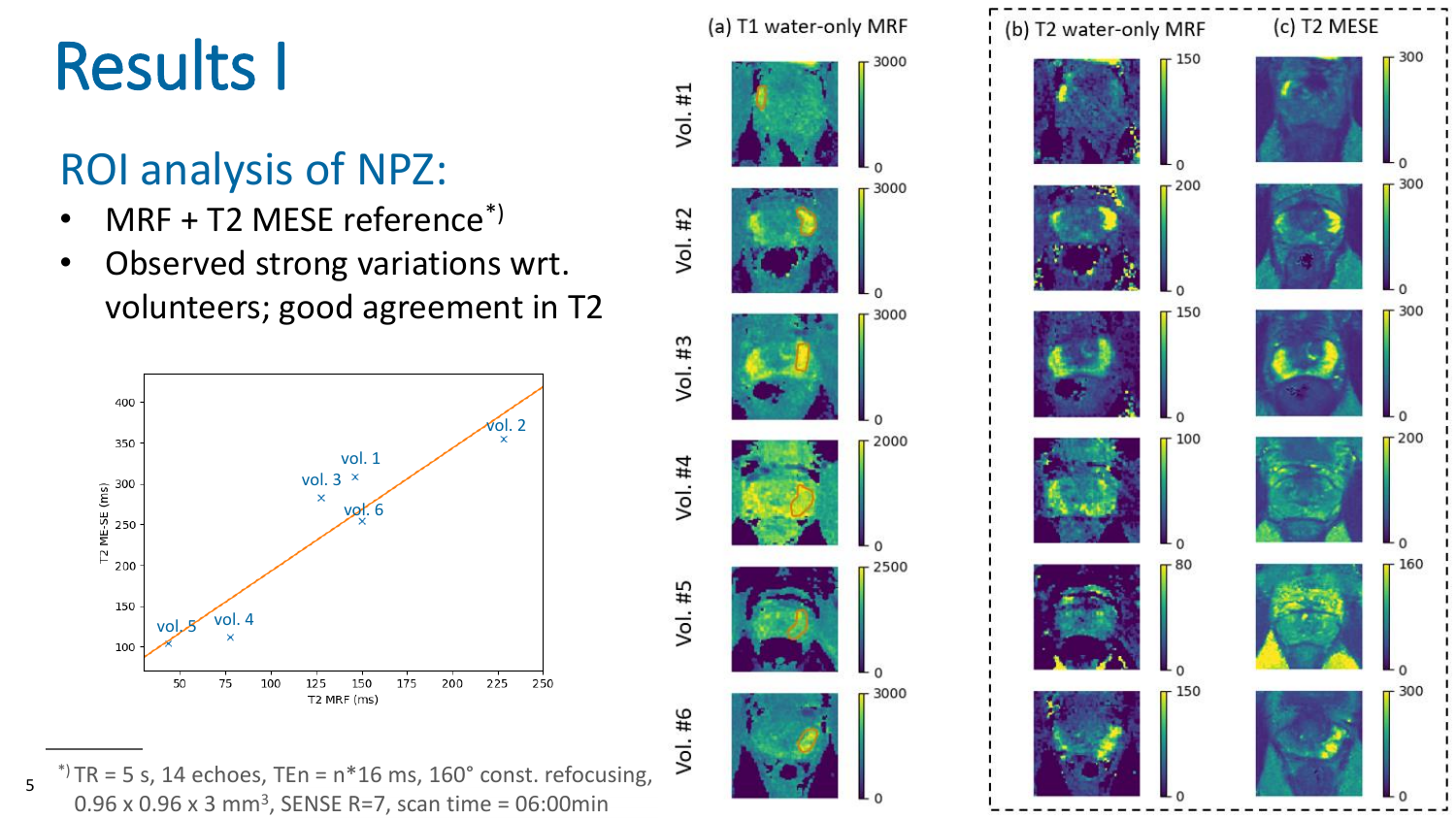# Results I

## ROI analysis of NPZ:

- MRF + T2 MESE reference*)
- Observed strong variations wrt. volunteers; good agreement in T2

*) TR = 5 s, 14 echoes, TEn = n*16 ms, 160° const. refocusing, 0.96 x 0.96 x 3 mm$^3$, SENSE R=7, scan time = 06:00min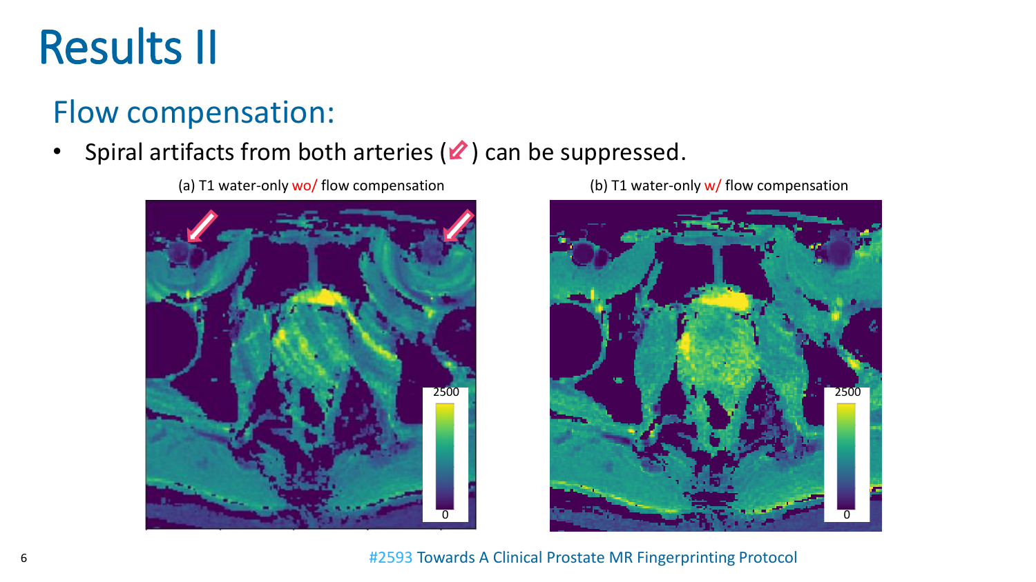# Results II

## Flow compensation:

- Spiral artifacts from both arteries (↙) can be suppressed.

(a) T1 water-only wo/ flow compensation

(b) T1 water-only w/ flow compensation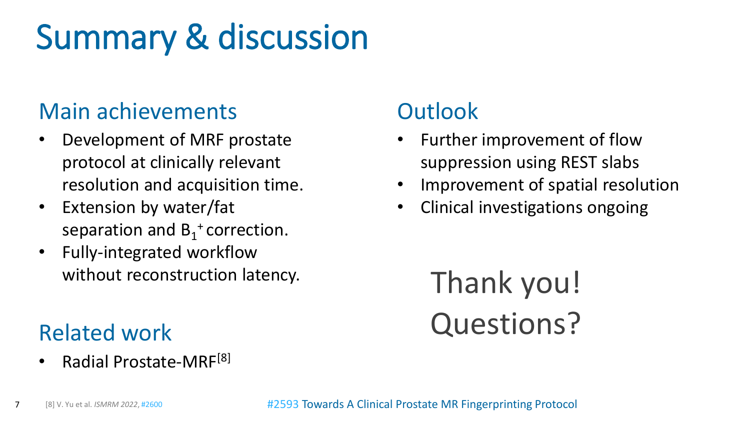# Summary & discussion

## Main achievements

- Development of MRF prostate protocol at clinically relevant resolution and acquisition time.
- Extension by water/fat separation and $B_1^+$ correction.
- Fully-integrated workflow without reconstruction latency.

## Related work

- Radial Prostate-MRF[8]

## Outlook

- Further improvement of flow suppression using REST slabs
- Improvement of spatial resolution
- Clinical investigations ongoing

Thank you!
Questions?

[8] V. Yu et al. *ISMRM 2022*, #2600